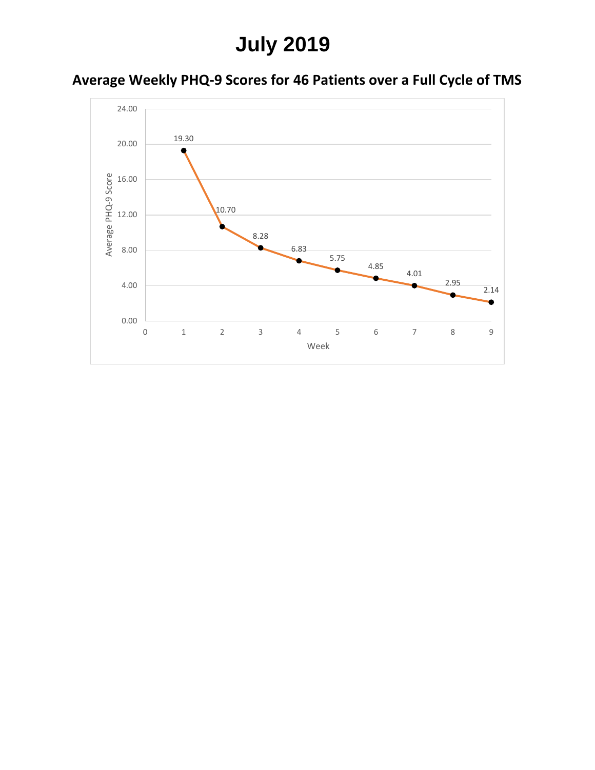# July 2019

## Average Weekly PHQ-9 Scores for 46 Patients over a Full Cycle of TMS

| Week | Average PHQ-9 Score |
| --- | --- |
| 1 | 19.30 |
| 2 | 10.70 |
| 3 | 8.28 |
| 4 | 6.83 |
| 5 | 5.75 |
| 6 | 4.85 |
| 7 | 4.01 |
| 8 | 2.95 |
| 9 | 2.14 |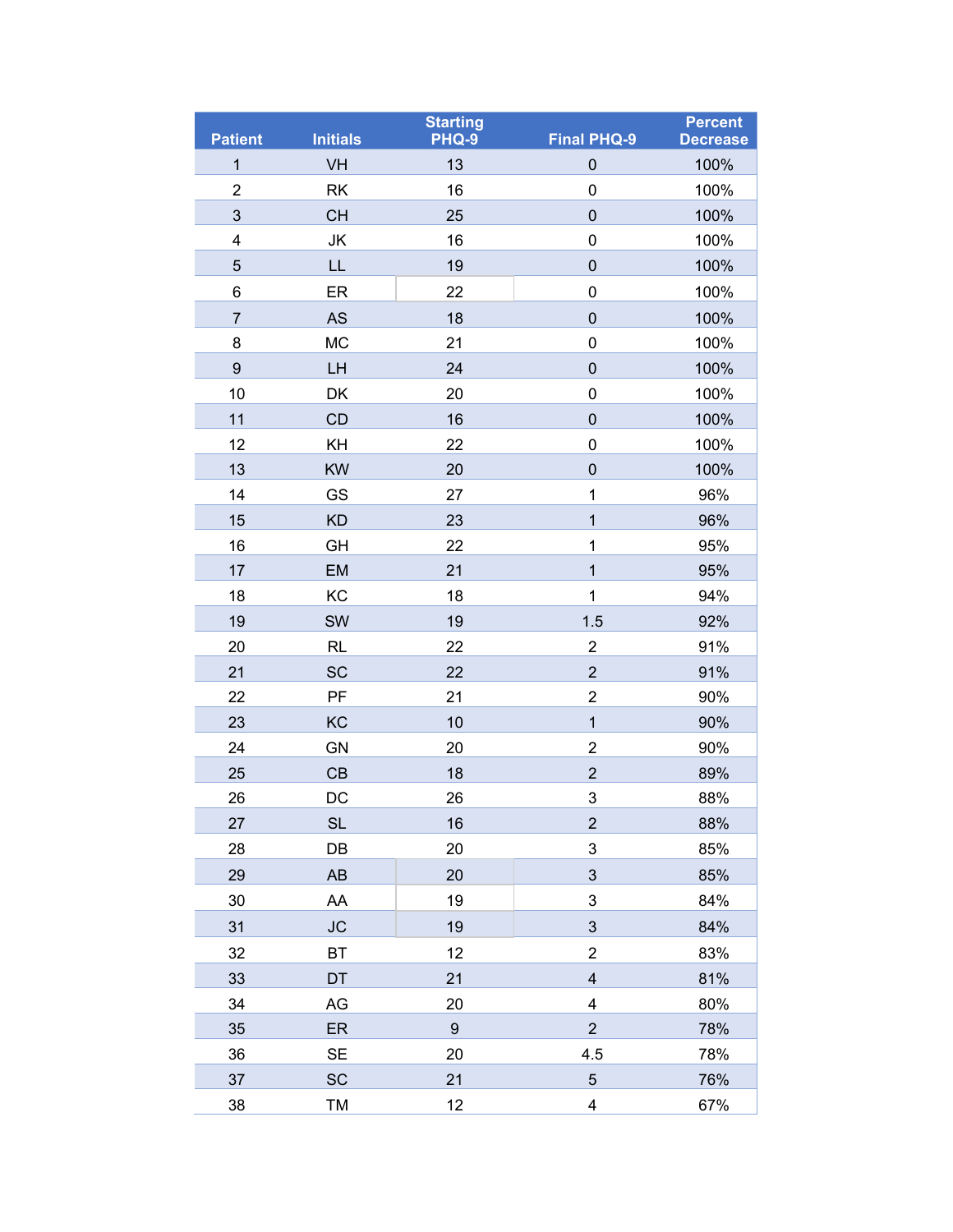| Patient | Initials | Starting PHQ-9 | Final PHQ-9 | Percent Decrease |
|---|---|---|---|---|
| 1 | VH | 13 | 0 | 100% |
| 2 | RK | 16 | 0 | 100% |
| 3 | CH | 25 | 0 | 100% |
| 4 | JK | 16 | 0 | 100% |
| 5 | LL | 19 | 0 | 100% |
| 6 | ER | 22 | 0 | 100% |
| 7 | AS | 18 | 0 | 100% |
| 8 | MC | 21 | 0 | 100% |
| 9 | LH | 24 | 0 | 100% |
| 10 | DK | 20 | 0 | 100% |
| 11 | CD | 16 | 0 | 100% |
| 12 | KH | 22 | 0 | 100% |
| 13 | KW | 20 | 0 | 100% |
| 14 | GS | 27 | 1 | 96% |
| 15 | KD | 23 | 1 | 96% |
| 16 | GH | 22 | 1 | 95% |
| 17 | EM | 21 | 1 | 95% |
| 18 | KC | 18 | 1 | 94% |
| 19 | SW | 19 | 1.5 | 92% |
| 20 | RL | 22 | 2 | 91% |
| 21 | SC | 22 | 2 | 91% |
| 22 | PF | 21 | 2 | 90% |
| 23 | KC | 10 | 1 | 90% |
| 24 | GN | 20 | 2 | 90% |
| 25 | CB | 18 | 2 | 89% |
| 26 | DC | 26 | 3 | 88% |
| 27 | SL | 16 | 2 | 88% |
| 28 | DB | 20 | 3 | 85% |
| 29 | AB | 20 | 3 | 85% |
| 30 | AA | 19 | 3 | 84% |
| 31 | JC | 19 | 3 | 84% |
| 32 | BT | 12 | 2 | 83% |
| 33 | DT | 21 | 4 | 81% |
| 34 | AG | 20 | 4 | 80% |
| 35 | ER | 9 | 2 | 78% |
| 36 | SE | 20 | 4.5 | 78% |
| 37 | SC | 21 | 5 | 76% |
| 38 | TM | 12 | 4 | 67% |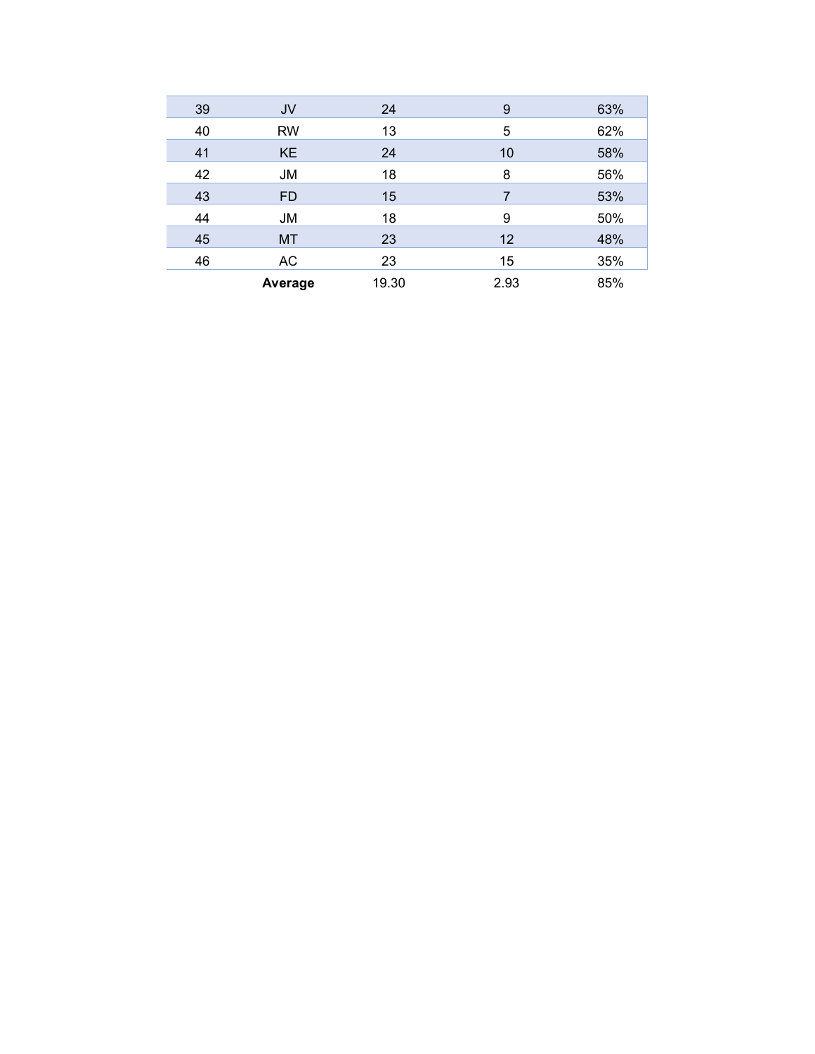| | | | | |
|---|---|---|---|---|
| 39 | JV | 24 | 9 | 63% |
| 40 | RW | 13 | 5 | 62% |
| 41 | KE | 24 | 10 | 58% |
| 42 | JM | 18 | 8 | 56% |
| 43 | FD | 15 | 7 | 53% |
| 44 | JM | 18 | 9 | 50% |
| 45 | MT | 23 | 12 | 48% |
| 46 | AC | 23 | 15 | 35% |
| | **Average** | 19.30 | 2.93 | 85% |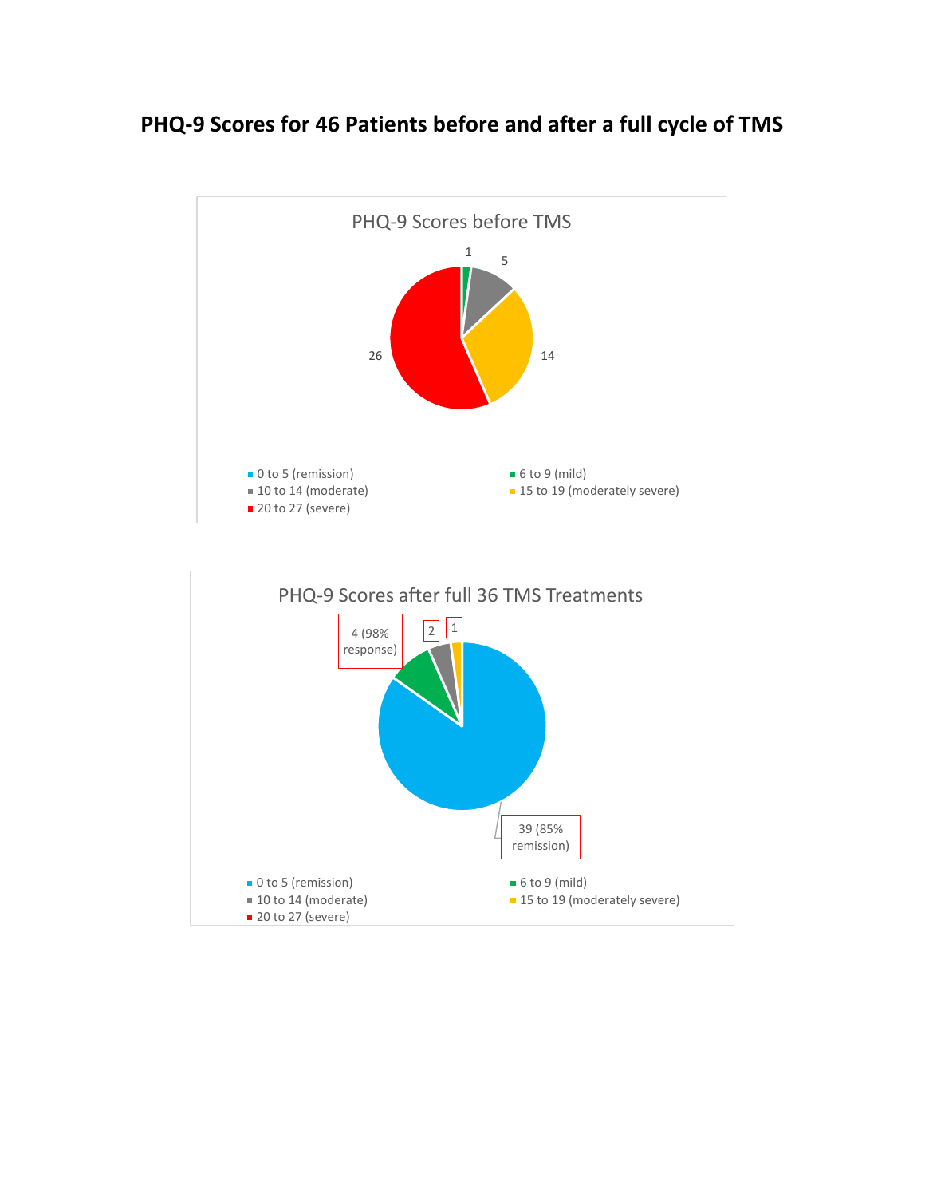# PHQ-9 Scores for 46 Patients before and after a full cycle of TMS

PHQ-9 Scores before TMS

1

5

14

26

- 0 to 5 (remission)
- 6 to 9 (mild)
- 10 to 14 (moderate)
- 15 to 19 (moderately severe)
- 20 to 27 (severe)

PHQ-9 Scores after full 36 TMS Treatments

4 (98% response)

2

1

39 (85% remission)

- 0 to 5 (remission)
- 6 to 9 (mild)
- 10 to 14 (moderate)
- 15 to 19 (moderately severe)
- 20 to 27 (severe)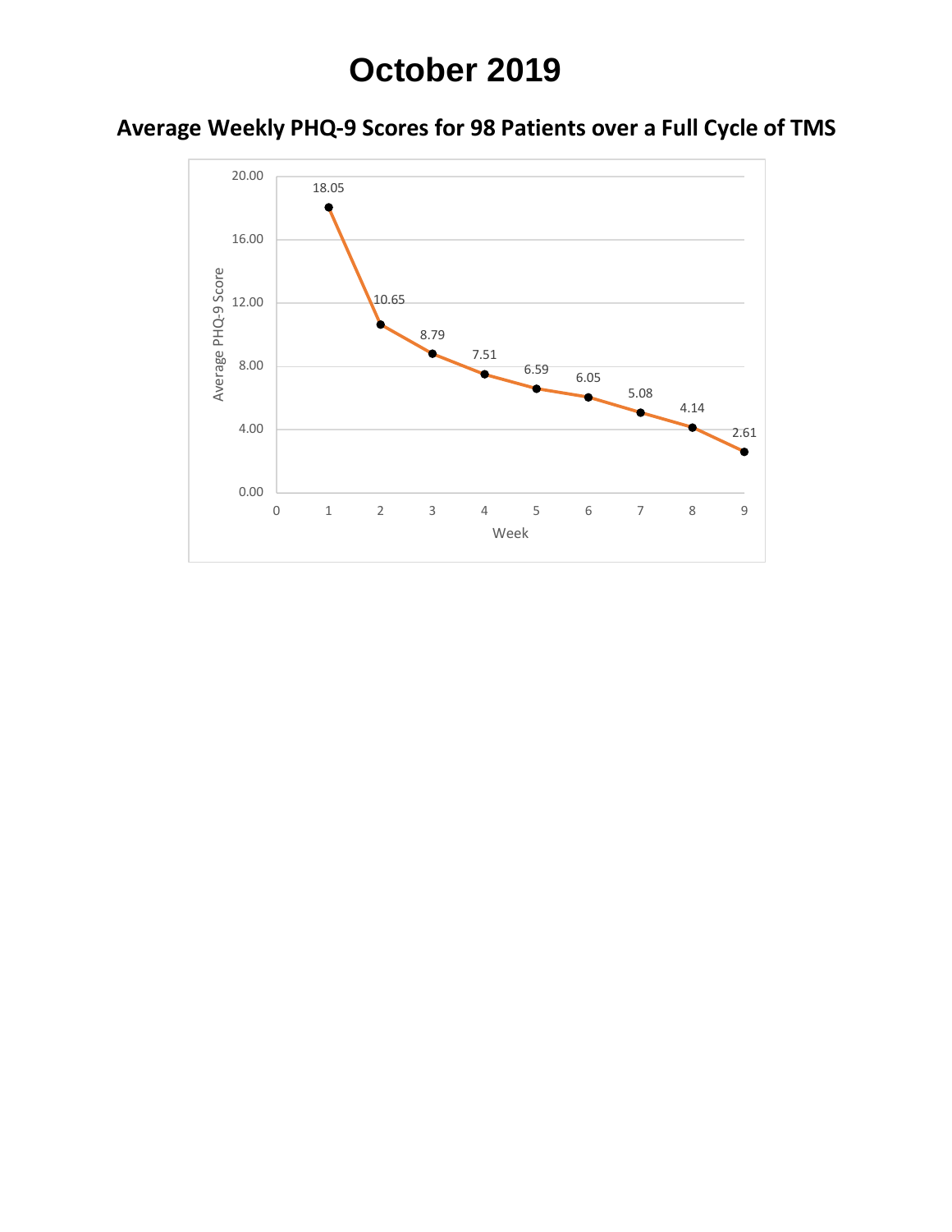# October 2019

## Average Weekly PHQ-9 Scores for 98 Patients over a Full Cycle of TMS

| Week | Average PHQ-9 Score |
|---|---|
| 1 | 18.05 |
| 2 | 10.65 |
| 3 | 8.79 |
| 4 | 7.51 |
| 5 | 6.59 |
| 6 | 6.05 |
| 7 | 5.08 |
| 8 | 4.14 |
| 9 | 2.61 |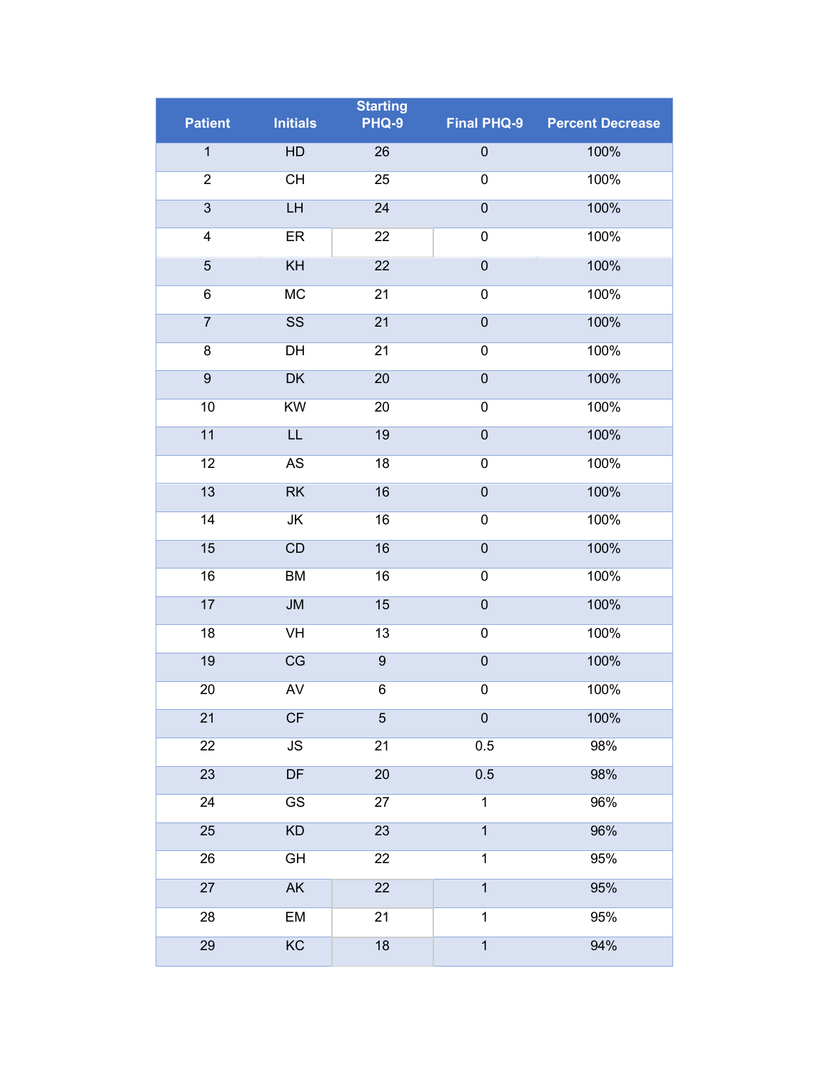| Patient | Initials | Starting PHQ-9 | Final PHQ-9 | Percent Decrease |
|---|---|---|---|---|
| 1 | HD | 26 | 0 | 100% |
| 2 | CH | 25 | 0 | 100% |
| 3 | LH | 24 | 0 | 100% |
| 4 | ER | 22 | 0 | 100% |
| 5 | KH | 22 | 0 | 100% |
| 6 | MC | 21 | 0 | 100% |
| 7 | SS | 21 | 0 | 100% |
| 8 | DH | 21 | 0 | 100% |
| 9 | DK | 20 | 0 | 100% |
| 10 | KW | 20 | 0 | 100% |
| 11 | LL | 19 | 0 | 100% |
| 12 | AS | 18 | 0 | 100% |
| 13 | RK | 16 | 0 | 100% |
| 14 | JK | 16 | 0 | 100% |
| 15 | CD | 16 | 0 | 100% |
| 16 | BM | 16 | 0 | 100% |
| 17 | JM | 15 | 0 | 100% |
| 18 | VH | 13 | 0 | 100% |
| 19 | CG | 9 | 0 | 100% |
| 20 | AV | 6 | 0 | 100% |
| 21 | CF | 5 | 0 | 100% |
| 22 | JS | 21 | 0.5 | 98% |
| 23 | DF | 20 | 0.5 | 98% |
| 24 | GS | 27 | 1 | 96% |
| 25 | KD | 23 | 1 | 96% |
| 26 | GH | 22 | 1 | 95% |
| 27 | AK | 22 | 1 | 95% |
| 28 | EM | 21 | 1 | 95% |
| 29 | KC | 18 | 1 | 94% |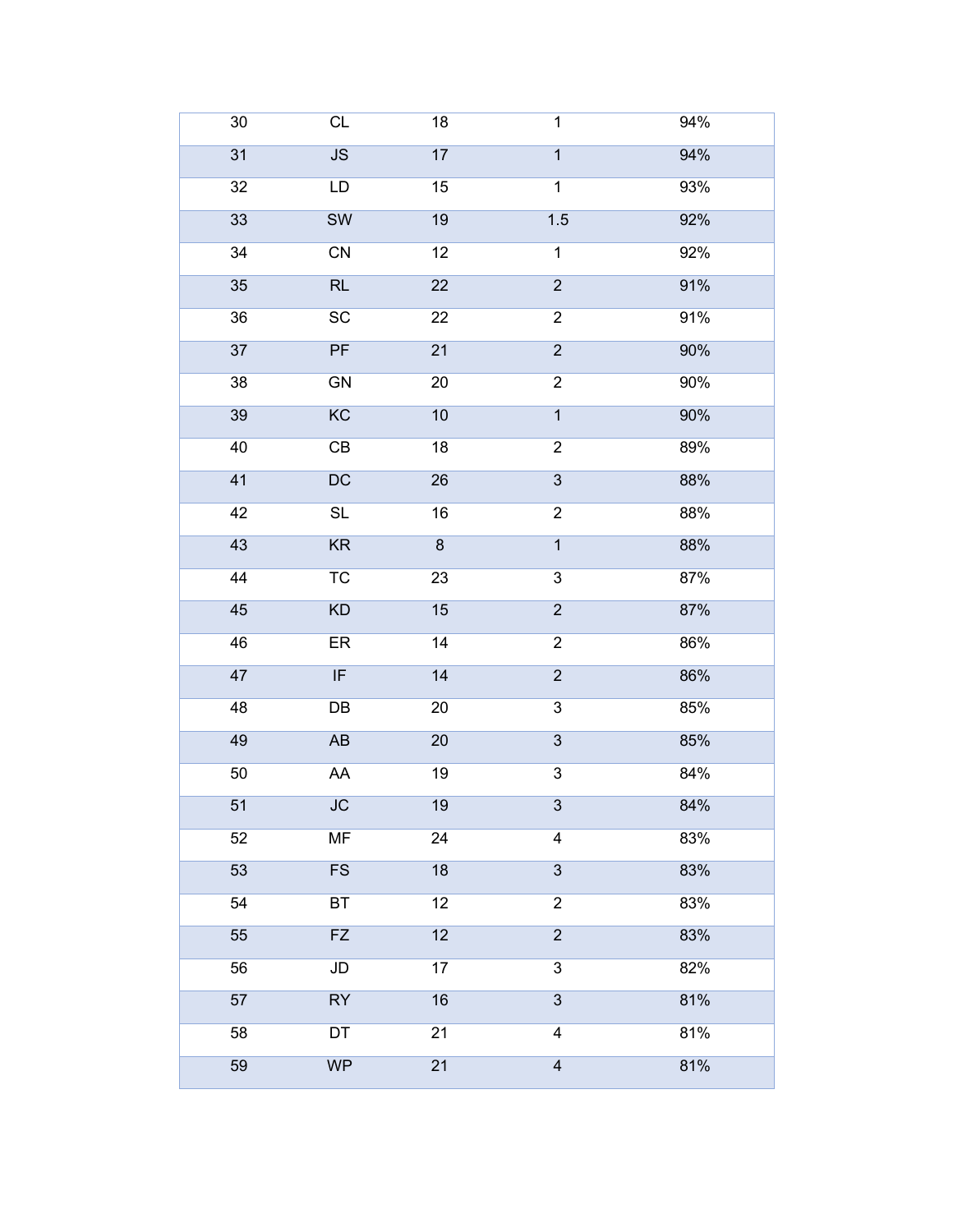| | | | | |
|---|---|---|---|---|
| 30 | CL | 18 | 1 | 94% |
| 31 | JS | 17 | 1 | 94% |
| 32 | LD | 15 | 1 | 93% |
| 33 | SW | 19 | 1.5 | 92% |
| 34 | CN | 12 | 1 | 92% |
| 35 | RL | 22 | 2 | 91% |
| 36 | SC | 22 | 2 | 91% |
| 37 | PF | 21 | 2 | 90% |
| 38 | GN | 20 | 2 | 90% |
| 39 | KC | 10 | 1 | 90% |
| 40 | CB | 18 | 2 | 89% |
| 41 | DC | 26 | 3 | 88% |
| 42 | SL | 16 | 2 | 88% |
| 43 | KR | 8 | 1 | 88% |
| 44 | TC | 23 | 3 | 87% |
| 45 | KD | 15 | 2 | 87% |
| 46 | ER | 14 | 2 | 86% |
| 47 | IF | 14 | 2 | 86% |
| 48 | DB | 20 | 3 | 85% |
| 49 | AB | 20 | 3 | 85% |
| 50 | AA | 19 | 3 | 84% |
| 51 | JC | 19 | 3 | 84% |
| 52 | MF | 24 | 4 | 83% |
| 53 | FS | 18 | 3 | 83% |
| 54 | BT | 12 | 2 | 83% |
| 55 | FZ | 12 | 2 | 83% |
| 56 | JD | 17 | 3 | 82% |
| 57 | RY | 16 | 3 | 81% |
| 58 | DT | 21 | 4 | 81% |
| 59 | WP | 21 | 4 | 81% |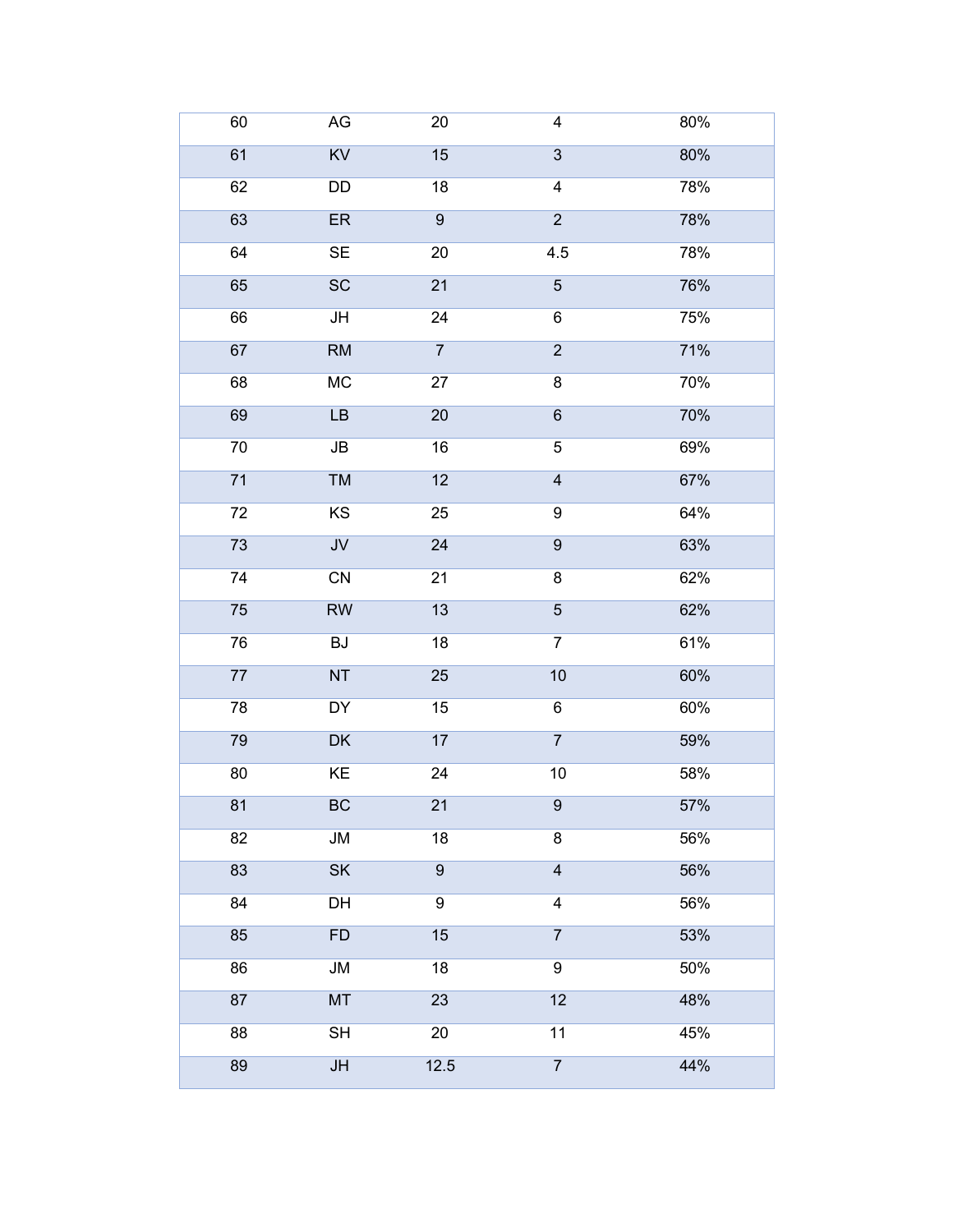| | | | | |
|---|---|---|---|---|
| 60 | AG | 20 | 4 | 80% |
| 61 | KV | 15 | 3 | 80% |
| 62 | DD | 18 | 4 | 78% |
| 63 | ER | 9 | 2 | 78% |
| 64 | SE | 20 | 4.5 | 78% |
| 65 | SC | 21 | 5 | 76% |
| 66 | JH | 24 | 6 | 75% |
| 67 | RM | 7 | 2 | 71% |
| 68 | MC | 27 | 8 | 70% |
| 69 | LB | 20 | 6 | 70% |
| 70 | JB | 16 | 5 | 69% |
| 71 | TM | 12 | 4 | 67% |
| 72 | KS | 25 | 9 | 64% |
| 73 | JV | 24 | 9 | 63% |
| 74 | CN | 21 | 8 | 62% |
| 75 | RW | 13 | 5 | 62% |
| 76 | BJ | 18 | 7 | 61% |
| 77 | NT | 25 | 10 | 60% |
| 78 | DY | 15 | 6 | 60% |
| 79 | DK | 17 | 7 | 59% |
| 80 | KE | 24 | 10 | 58% |
| 81 | BC | 21 | 9 | 57% |
| 82 | JM | 18 | 8 | 56% |
| 83 | SK | 9 | 4 | 56% |
| 84 | DH | 9 | 4 | 56% |
| 85 | FD | 15 | 7 | 53% |
| 86 | JM | 18 | 9 | 50% |
| 87 | MT | 23 | 12 | 48% |
| 88 | SH | 20 | 11 | 45% |
| 89 | JH | 12.5 | 7 | 44% |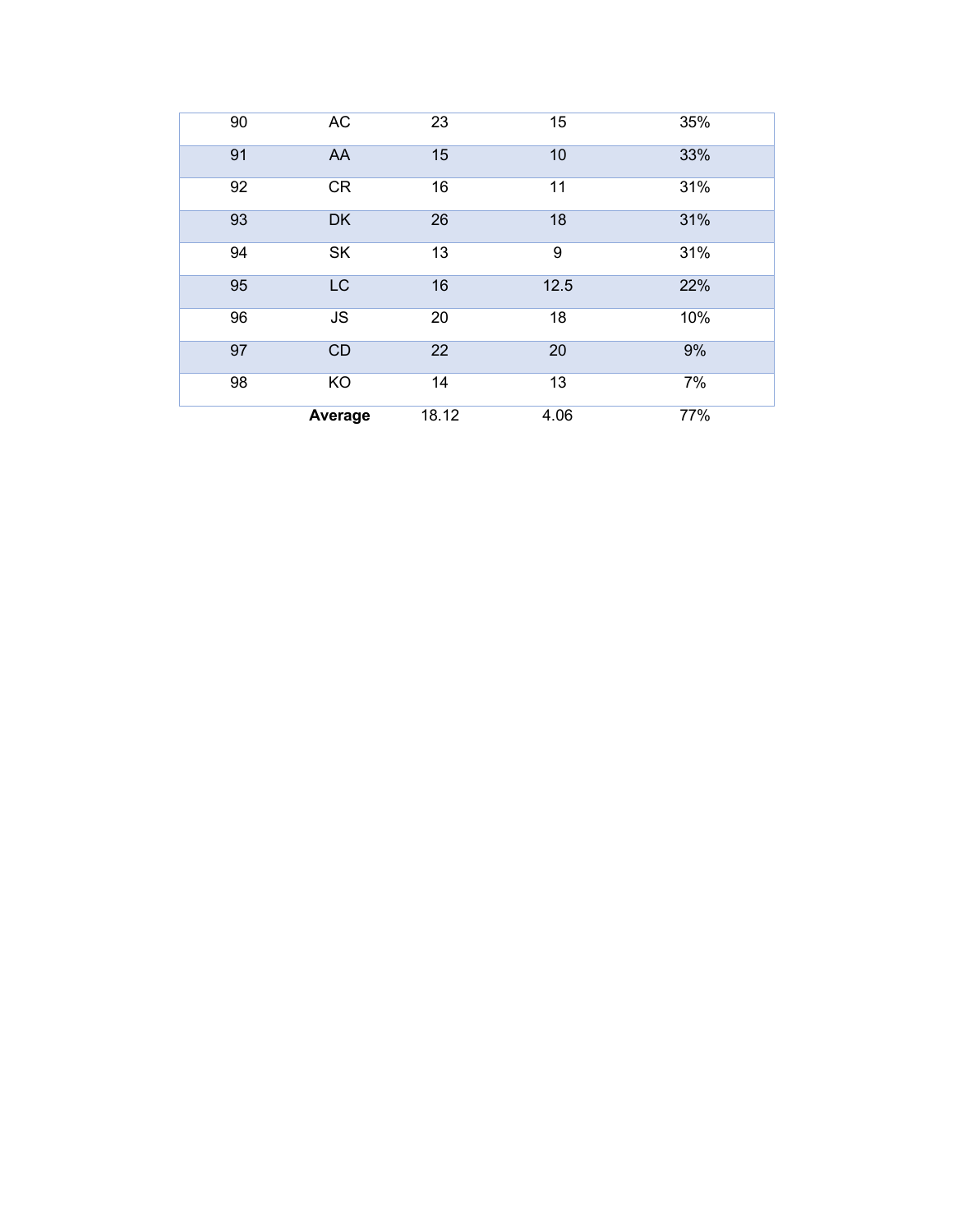| | | | | |
|---|---|---|---|---|
| 90 | AC | 23 | 15 | 35% |
| 91 | AA | 15 | 10 | 33% |
| 92 | CR | 16 | 11 | 31% |
| 93 | DK | 26 | 18 | 31% |
| 94 | SK | 13 | 9 | 31% |
| 95 | LC | 16 | 12.5 | 22% |
| 96 | JS | 20 | 18 | 10% |
| 97 | CD | 22 | 20 | 9% |
| 98 | KO | 14 | 13 | 7% |
| | **Average** | 18.12 | 4.06 | 77% |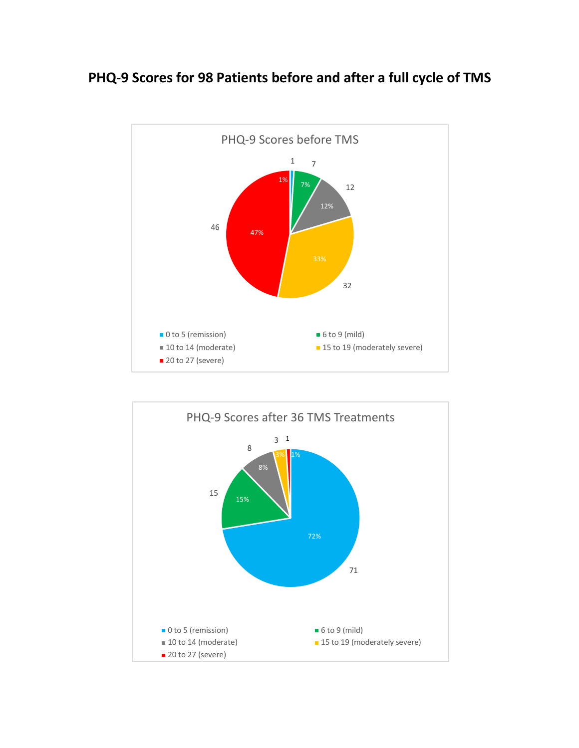# PHQ-9 Scores for 98 Patients before and after a full cycle of TMS

PHQ-9 Scores before TMS

1
7
12
46
32
1%
7%
12%
47%
33%

0 to 5 (remission)
6 to 9 (mild)
10 to 14 (moderate)
15 to 19 (moderately severe)
20 to 27 (severe)

PHQ-9 Scores after 36 TMS Treatments

3
1
8
15
71
3%
1%
8%
15%
72%

0 to 5 (remission)
6 to 9 (mild)
10 to 14 (moderate)
15 to 19 (moderately severe)
20 to 27 (severe)